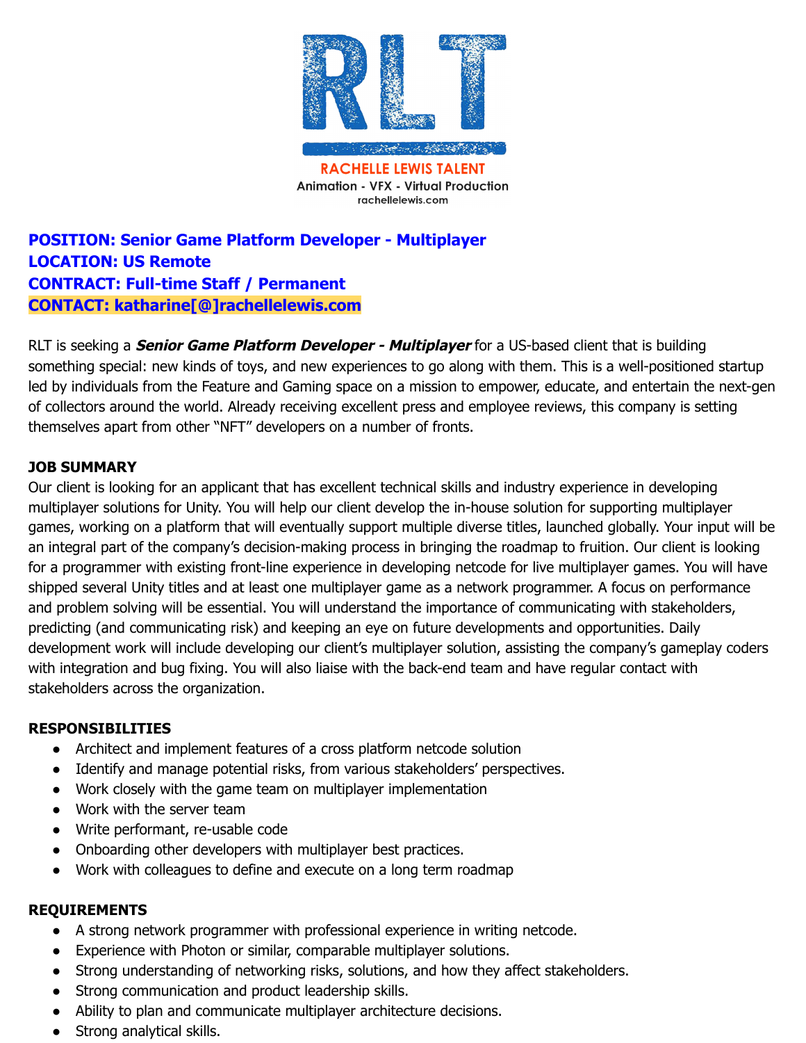RLT

RACHELLE LEWIS TALENT

Animation - VFX - Virtual Production

rachellelewis.com

**POSITION: Senior Game Platform Developer - Multiplayer**
**LOCATION: US Remote**
**CONTRACT: Full-time Staff / Permanent**
**CONTACT: katharine[@]rachellelewis.com**

RLT is seeking a ***Senior Game Platform Developer - Multiplayer*** for a US-based client that is building something special: new kinds of toys, and new experiences to go along with them. This is a well-positioned startup led by individuals from the Feature and Gaming space on a mission to empower, educate, and entertain the next-gen of collectors around the world. Already receiving excellent press and employee reviews, this company is setting themselves apart from other "NFT" developers on a number of fronts.

**JOB SUMMARY**

Our client is looking for an applicant that has excellent technical skills and industry experience in developing multiplayer solutions for Unity. You will help our client develop the in-house solution for supporting multiplayer games, working on a platform that will eventually support multiple diverse titles, launched globally. Your input will be an integral part of the company's decision-making process in bringing the roadmap to fruition. Our client is looking for a programmer with existing front-line experience in developing netcode for live multiplayer games. You will have shipped several Unity titles and at least one multiplayer game as a network programmer. A focus on performance and problem solving will be essential. You will understand the importance of communicating with stakeholders, predicting (and communicating risk) and keeping an eye on future developments and opportunities. Daily development work will include developing our client's multiplayer solution, assisting the company's gameplay coders with integration and bug fixing. You will also liaise with the back-end team and have regular contact with stakeholders across the organization.

**RESPONSIBILITIES**

- Architect and implement features of a cross platform netcode solution
- Identify and manage potential risks, from various stakeholders' perspectives.
- Work closely with the game team on multiplayer implementation
- Work with the server team
- Write performant, re-usable code
- Onboarding other developers with multiplayer best practices.
- Work with colleagues to define and execute on a long term roadmap

**REQUIREMENTS**

- A strong network programmer with professional experience in writing netcode.
- Experience with Photon or similar, comparable multiplayer solutions.
- Strong understanding of networking risks, solutions, and how they affect stakeholders.
- Strong communication and product leadership skills.
- Ability to plan and communicate multiplayer architecture decisions.
- Strong analytical skills.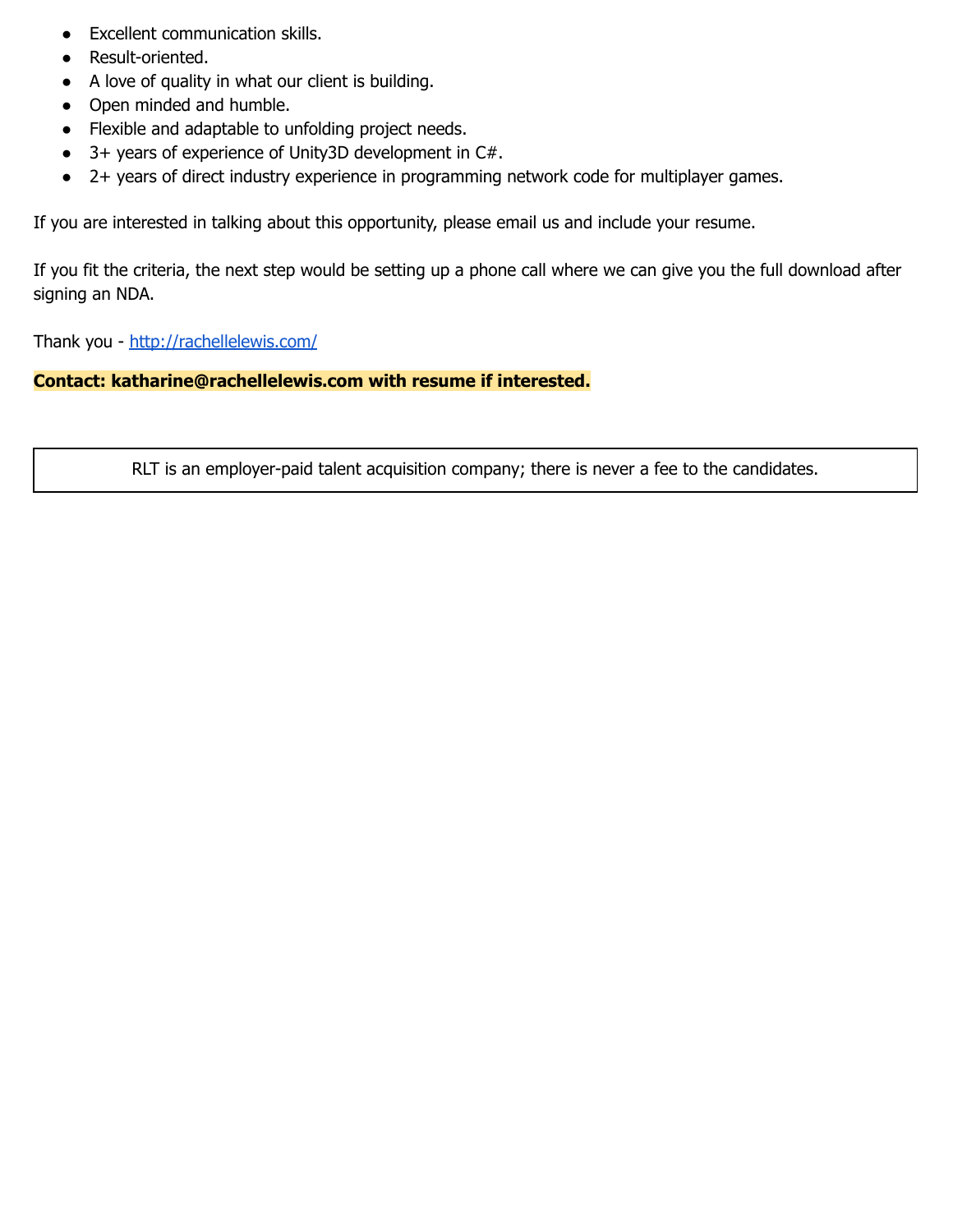- Excellent communication skills.
- Result-oriented.
- A love of quality in what our client is building.
- Open minded and humble.
- Flexible and adaptable to unfolding project needs.
- 3+ years of experience of Unity3D development in C#.
- 2+ years of direct industry experience in programming network code for multiplayer games.

If you are interested in talking about this opportunity, please email us and include your resume.

If you fit the criteria, the next step would be setting up a phone call where we can give you the full download after signing an NDA.

Thank you - [http://rachellelewis.com/](http://rachellelewis.com/)

**Contact: katharine@rachellelewis.com with resume if interested.**

| |
|---|
| RLT is an employer-paid talent acquisition company; there is never a fee to the candidates. |